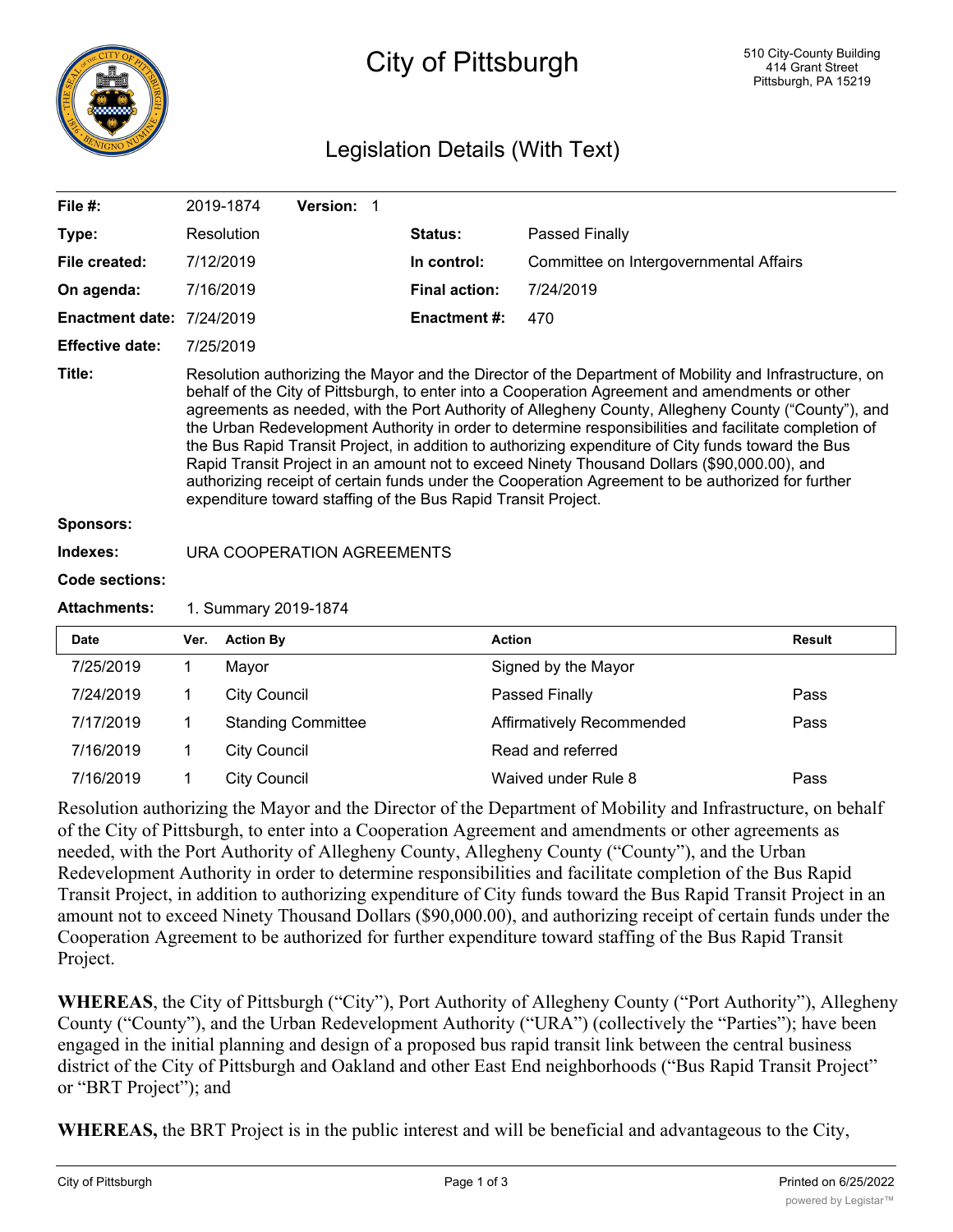# City of Pittsburgh

510 City-County Building
414 Grant Street
Pittsburgh, PA 15219

## Legislation Details (With Text)

| | | | |
|---|---|---|---|
| **File #:** | 2019-1874 **Version:** 1 | | |
| **Type:** | Resolution | **Status:** | Passed Finally |
| **File created:** | 7/12/2019 | **In control:** | Committee on Intergovernmental Affairs |
| **On agenda:** | 7/16/2019 | **Final action:** | 7/24/2019 |
| **Enactment date:** | 7/24/2019 | **Enactment #:** | 470 |
| **Effective date:** | 7/25/2019 | | |

**Title:** Resolution authorizing the Mayor and the Director of the Department of Mobility and Infrastructure, on behalf of the City of Pittsburgh, to enter into a Cooperation Agreement and amendments or other agreements as needed, with the Port Authority of Allegheny County, Allegheny County ("County"), and the Urban Redevelopment Authority in order to determine responsibilities and facilitate completion of the Bus Rapid Transit Project, in addition to authorizing expenditure of City funds toward the Bus Rapid Transit Project in an amount not to exceed Ninety Thousand Dollars ($90,000.00), and authorizing receipt of certain funds under the Cooperation Agreement to be authorized for further expenditure toward staffing of the Bus Rapid Transit Project.

**Sponsors:**

**Indexes:** URA COOPERATION AGREEMENTS

**Code sections:**

**Attachments:** 1. Summary 2019-1874

| Date | Ver. | Action By | Action | Result |
|---|---|---|---|---|
| 7/25/2019 | 1 | Mayor | Signed by the Mayor | |
| 7/24/2019 | 1 | City Council | Passed Finally | Pass |
| 7/17/2019 | 1 | Standing Committee | Affirmatively Recommended | Pass |
| 7/16/2019 | 1 | City Council | Read and referred | |
| 7/16/2019 | 1 | City Council | Waived under Rule 8 | Pass |

Resolution authorizing the Mayor and the Director of the Department of Mobility and Infrastructure, on behalf of the City of Pittsburgh, to enter into a Cooperation Agreement and amendments or other agreements as needed, with the Port Authority of Allegheny County, Allegheny County ("County"), and the Urban Redevelopment Authority in order to determine responsibilities and facilitate completion of the Bus Rapid Transit Project, in addition to authorizing expenditure of City funds toward the Bus Rapid Transit Project in an amount not to exceed Ninety Thousand Dollars ($90,000.00), and authorizing receipt of certain funds under the Cooperation Agreement to be authorized for further expenditure toward staffing of the Bus Rapid Transit Project.

**WHEREAS**, the City of Pittsburgh ("City"), Port Authority of Allegheny County ("Port Authority"), Allegheny County ("County"), and the Urban Redevelopment Authority ("URA") (collectively the "Parties"); have been engaged in the initial planning and design of a proposed bus rapid transit link between the central business district of the City of Pittsburgh and Oakland and other East End neighborhoods ("Bus Rapid Transit Project" or "BRT Project"); and

**WHEREAS,** the BRT Project is in the public interest and will be beneficial and advantageous to the City,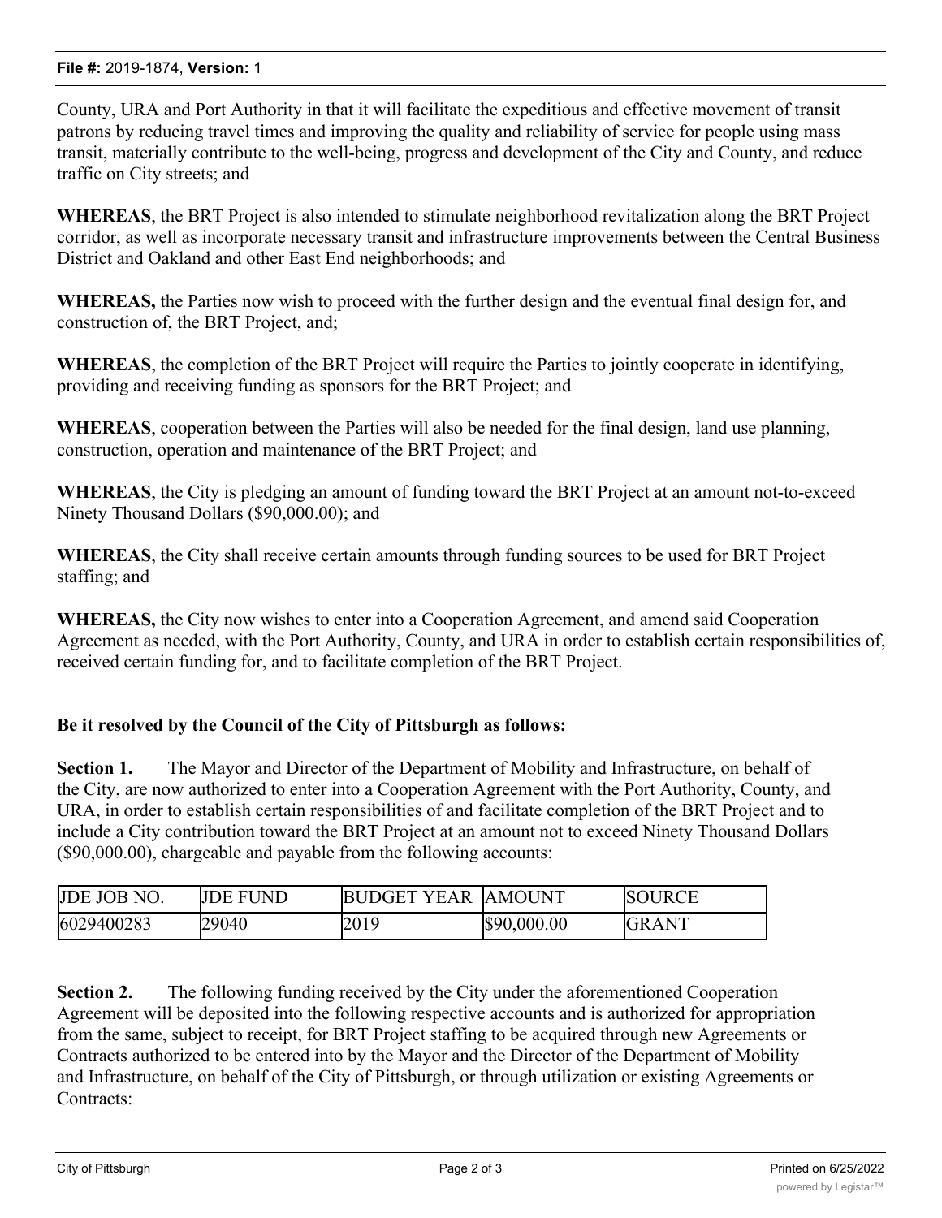County, URA and Port Authority in that it will facilitate the expeditious and effective movement of transit patrons by reducing travel times and improving the quality and reliability of service for people using mass transit, materially contribute to the well-being, progress and development of the City and County, and reduce traffic on City streets; and

**WHEREAS**, the BRT Project is also intended to stimulate neighborhood revitalization along the BRT Project corridor, as well as incorporate necessary transit and infrastructure improvements between the Central Business District and Oakland and other East End neighborhoods; and

**WHEREAS,** the Parties now wish to proceed with the further design and the eventual final design for, and construction of, the BRT Project, and;

**WHEREAS**, the completion of the BRT Project will require the Parties to jointly cooperate in identifying, providing and receiving funding as sponsors for the BRT Project; and

**WHEREAS**, cooperation between the Parties will also be needed for the final design, land use planning, construction, operation and maintenance of the BRT Project; and

**WHEREAS**, the City is pledging an amount of funding toward the BRT Project at an amount not-to-exceed Ninety Thousand Dollars ($90,000.00); and

**WHEREAS**, the City shall receive certain amounts through funding sources to be used for BRT Project staffing; and

**WHEREAS,** the City now wishes to enter into a Cooperation Agreement, and amend said Cooperation Agreement as needed, with the Port Authority, County, and URA in order to establish certain responsibilities of, received certain funding for, and to facilitate completion of the BRT Project.

**Be it resolved by the Council of the City of Pittsburgh as follows:**

**Section 1.** The Mayor and Director of the Department of Mobility and Infrastructure, on behalf of the City, are now authorized to enter into a Cooperation Agreement with the Port Authority, County, and URA, in order to establish certain responsibilities of and facilitate completion of the BRT Project and to include a City contribution toward the BRT Project at an amount not to exceed Ninety Thousand Dollars ($90,000.00), chargeable and payable from the following accounts:

| JDE JOB NO. | JDE FUND | BUDGET YEAR | AMOUNT | SOURCE |
|---|---|---|---|---|
| 6029400283 | 29040 | 2019 | $90,000.00 | GRANT |

**Section 2.** The following funding received by the City under the aforementioned Cooperation Agreement will be deposited into the following respective accounts and is authorized for appropriation from the same, subject to receipt, for BRT Project staffing to be acquired through new Agreements or Contracts authorized to be entered into by the Mayor and the Director of the Department of Mobility and Infrastructure, on behalf of the City of Pittsburgh, or through utilization or existing Agreements or Contracts: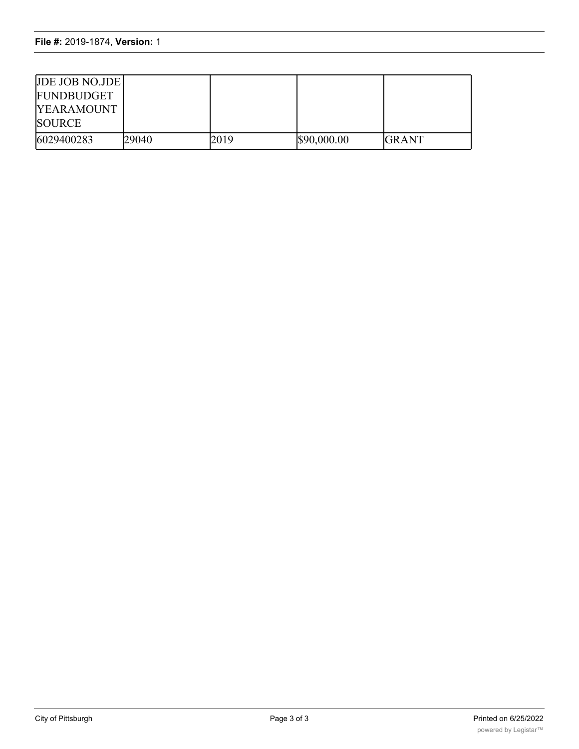| JDE JOB NO.JDE FUNDBUDGET YEARAMOUNT SOURCE | | | | |
|---|---|---|---|---|
| 6029400283 | 29040 | 2019 | $90,000.00 | GRANT |